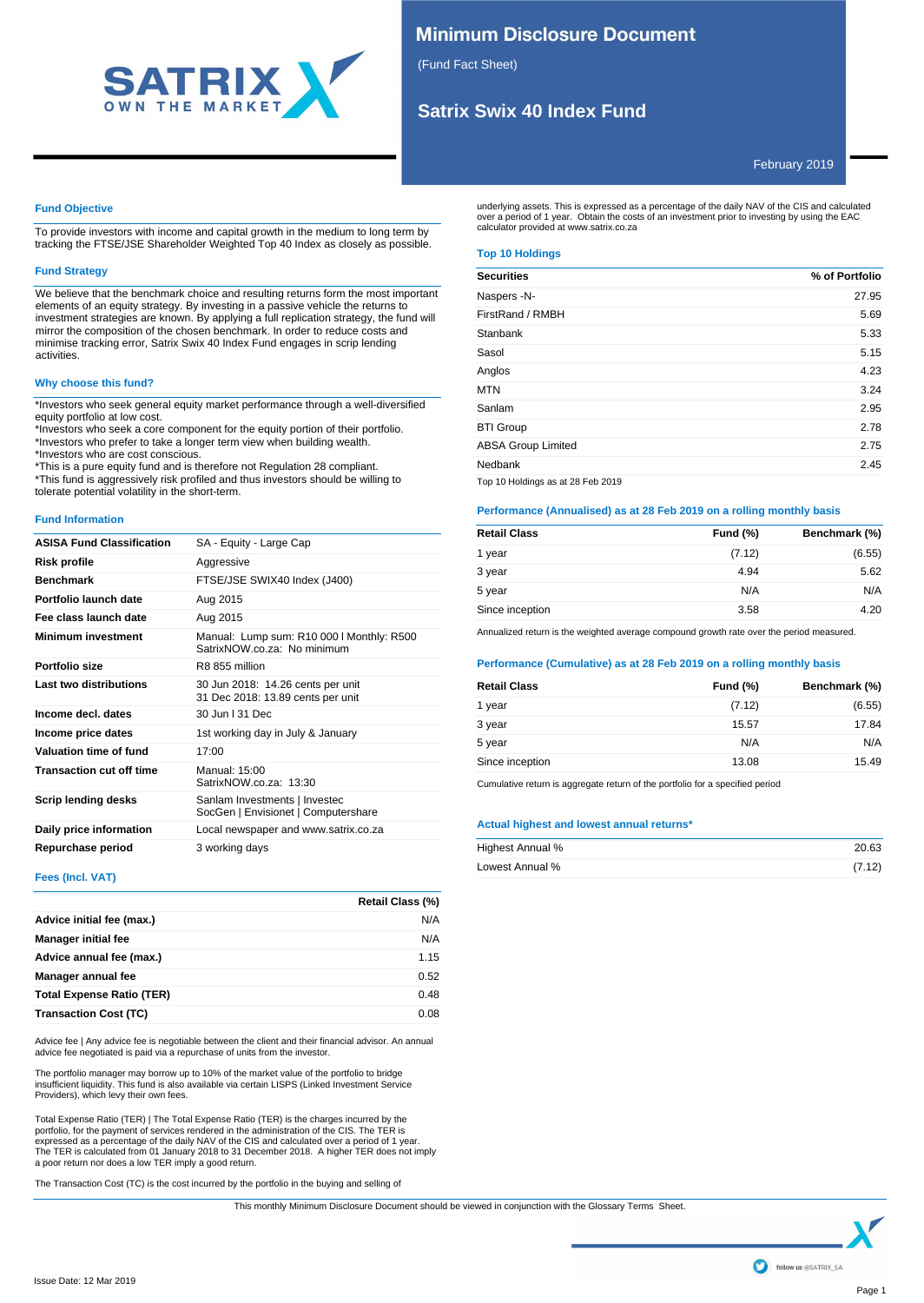# Minimum Disclosure Document

(Fund Fact Sheet)

# Satrix Swix 40 Index Fund

February 2019

## Fund Objective

To provide investors with income and capital growth in the medium to long term by tracking the FTSE/JSE Shareholder Weighted Top 40 Index as closely as possible.

## Fund Strategy

We believe that the benchmark choice and resulting returns form the most important elements of an equity strategy. By investing in a passive vehicle the returns to investment strategies are known. By applying a full replication strategy, the fund will mirror the composition of the chosen benchmark. In order to reduce costs and minimise tracking error, Satrix Swix 40 Index Fund engages in scrip lending activities.

## Why choose this fund?

*Investors who seek general equity market performance through a well-diversified equity portfolio at low cost.
*Investors who seek a core component for the equity portion of their portfolio.
*Investors who prefer to take a longer term view when building wealth.
*Investors who are cost conscious.
*This is a pure equity fund and is therefore not Regulation 28 compliant.
*This fund is aggressively risk profiled and thus investors should be willing to tolerate potential volatility in the short-term.

## Fund Information

| | |
|---|---|
| **ASISA Fund Classification** | SA - Equity - Large Cap |
| **Risk profile** | Aggressive |
| **Benchmark** | FTSE/JSE SWIX40 Index (J400) |
| **Portfolio launch date** | Aug 2015 |
| **Fee class launch date** | Aug 2015 |
| **Minimum investment** | Manual: Lump sum: R10 000 I Monthly: R500<br>SatrixNOW.co.za: No minimum |
| **Portfolio size** | R8 855 million |
| **Last two distributions** | 30 Jun 2018: 14.26 cents per unit<br>31 Dec 2018: 13.89 cents per unit |
| **Income decl. dates** | 30 Jun I 31 Dec |
| **Income price dates** | 1st working day in July & January |
| **Valuation time of fund** | 17:00 |
| **Transaction cut off time** | Manual: 15:00<br>SatrixNOW.co.za: 13:30 |
| **Scrip lending desks** | Sanlam Investments \| Investec<br>SocGen \| Envisionet \| Computershare |
| **Daily price information** | Local newspaper and www.satrix.co.za |
| **Repurchase period** | 3 working days |

## Fees (Incl. VAT)

| | Retail Class (%) |
|---|---|
| **Advice initial fee (max.)** | N/A |
| **Manager initial fee** | N/A |
| **Advice annual fee (max.)** | 1.15 |
| **Manager annual fee** | 0.52 |
| **Total Expense Ratio (TER)** | 0.48 |
| **Transaction Cost (TC)** | 0.08 |

Advice fee | Any advice fee is negotiable between the client and their financial advisor. An annual advice fee negotiated is paid via a repurchase of units from the investor.

The portfolio manager may borrow up to 10% of the market value of the portfolio to bridge insufficient liquidity. This fund is also available via certain LISPS (Linked Investment Service Providers), which levy their own fees.

Total Expense Ratio (TER) | The Total Expense Ratio (TER) is the charges incurred by the portfolio, for the payment of services rendered in the administration of the CIS. The TER is expressed as a percentage of the daily NAV of the CIS and calculated over a period of 1 year. The TER is calculated from 01 January 2018 to 31 December 2018. A higher TER does not imply a poor return nor does a low TER imply a good return.

The Transaction Cost (TC) is the cost incurred by the portfolio in the buying and selling of underlying assets. This is expressed as a percentage of the daily NAV of the CIS and calculated over a period of 1 year. Obtain the costs of an investment prior to investing by using the EAC calculator provided at www.satrix.co.za

## Top 10 Holdings

| Securities | % of Portfolio |
|---|---|
| Naspers -N- | 27.95 |
| FirstRand / RMBH | 5.69 |
| Stanbank | 5.33 |
| Sasol | 5.15 |
| Anglos | 4.23 |
| MTN | 3.24 |
| Sanlam | 2.95 |
| BTI Group | 2.78 |
| ABSA Group Limited | 2.75 |
| Nedbank | 2.45 |

Top 10 Holdings as at 28 Feb 2019

## Performance (Annualised) as at 28 Feb 2019 on a rolling monthly basis

| Retail Class | Fund (%) | Benchmark (%) |
|---|---|---|
| 1 year | (7.12) | (6.55) |
| 3 year | 4.94 | 5.62 |
| 5 year | N/A | N/A |
| Since inception | 3.58 | 4.20 |

Annualized return is the weighted average compound growth rate over the period measured.

## Performance (Cumulative) as at 28 Feb 2019 on a rolling monthly basis

| Retail Class | Fund (%) | Benchmark (%) |
|---|---|---|
| 1 year | (7.12) | (6.55) |
| 3 year | 15.57 | 17.84 |
| 5 year | N/A | N/A |
| Since inception | 13.08 | 15.49 |

Cumulative return is aggregate return of the portfolio for a specified period

## Actual highest and lowest annual returns*

| | |
|---|---|
| Highest Annual % | 20.63 |
| Lowest Annual % | (7.12) |

This monthly Minimum Disclosure Document should be viewed in conjunction with the Glossary Terms Sheet.

Issue Date: 12 Mar 2019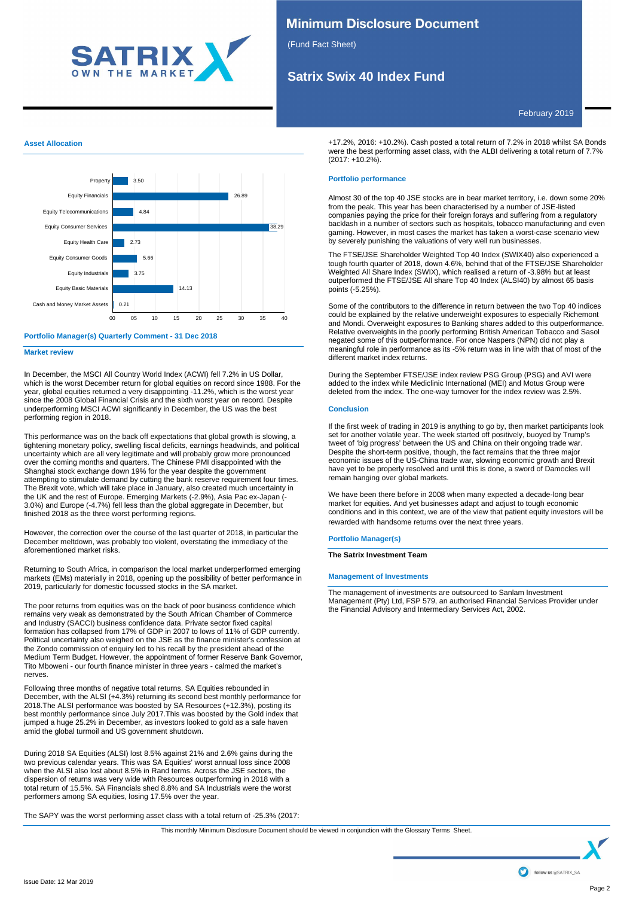# Minimum Disclosure Document

(Fund Fact Sheet)

## Satrix Swix 40 Index Fund

February 2019

### Asset Allocation

Property 3.50
Equity Financials 26.89
Equity Telecommunications 4.84
Equity Consumer Services 38.29
Equity Health Care 2.73
Equity Consumer Goods 5.66
Equity Industrials 3.75
Equity Basic Materials 14.13
Cash and Money Market Assets 0.21

00 05 10 15 20 25 30 35 40

### Portfolio Manager(s) Quarterly Comment - 31 Dec 2018

#### Market review

In December, the MSCI All Country World Index (ACWI) fell 7.2% in US Dollar, which is the worst December return for global equities on record since 1988. For the year, global equities returned a very disappointing -11.2%, which is the worst year since the 2008 Global Financial Crisis and the sixth worst year on record. Despite underperforming MSCI ACWI significantly in December, the US was the best performing region in 2018.

This performance was on the back off expectations that global growth is slowing, a tightening monetary policy, swelling fiscal deficits, earnings headwinds, and political uncertainty which are all very legitimate and will probably grow more pronounced over the coming months and quarters. The Chinese PMI disappointed with the Shanghai stock exchange down 19% for the year despite the government attempting to stimulate demand by cutting the bank reserve requirement four times. The Brexit vote, which will take place in January, also created much uncertainty in the UK and the rest of Europe. Emerging Markets (-2.9%), Asia Pac ex-Japan (-3.0%) and Europe (-4.7%) fell less than the global aggregate in December, but finished 2018 as the three worst performing regions.

However, the correction over the course of the last quarter of 2018, in particular the December meltdown, was probably too violent, overstating the immediacy of the aforementioned market risks.

Returning to South Africa, in comparison the local market underperformed emerging markets (EMs) materially in 2018, opening up the possibility of better performance in 2019, particularly for domestic focussed stocks in the SA market.

The poor returns from equities was on the back of poor business confidence which remains very weak as demonstrated by the South African Chamber of Commerce and Industry (SACCI) business confidence data. Private sector fixed capital formation has collapsed from 17% of GDP in 2007 to lows of 11% of GDP currently. Political uncertainty also weighed on the JSE as the finance minister's confession at the Zondo commission of enquiry led to his recall by the president ahead of the Medium Term Budget. However, the appointment of former Reserve Bank Governor, Tito Mboweni - our fourth finance minister in three years - calmed the market's nerves.

Following three months of negative total returns, SA Equities rebounded in December, with the ALSI (+4.3%) returning its second best monthly performance for 2018.The ALSI performance was boosted by SA Resources (+12.3%), posting its best monthly performance since July 2017.This was boosted by the Gold index that jumped a huge 25.2% in December, as investors looked to gold as a safe haven amid the global turmoil and US government shutdown.

During 2018 SA Equities (ALSI) lost 8.5% against 21% and 2.6% gains during the two previous calendar years. This was SA Equities' worst annual loss since 2008 when the ALSI also lost about 8.5% in Rand terms. Across the JSE sectors, the dispersion of returns was very wide with Resources outperforming in 2018 with a total return of 15.5%. SA Financials shed 8.8% and SA Industrials were the worst performers among SA equities, losing 17.5% over the year.

The SAPY was the worst performing asset class with a total return of -25.3% (2017: +17.2%, 2016: +10.2%). Cash posted a total return of 7.2% in 2018 whilst SA Bonds were the best performing asset class, with the ALBI delivering a total return of 7.7% (2017: +10.2%).

#### Portfolio performance

Almost 30 of the top 40 JSE stocks are in bear market territory, i.e. down some 20% from the peak. This year has been characterised by a number of JSE-listed companies paying the price for their foreign forays and suffering from a regulatory backlash in a number of sectors such as hospitals, tobacco manufacturing and even gaming. However, in most cases the market has taken a worst-case scenario view by severely punishing the valuations of very well run businesses.

The FTSE/JSE Shareholder Weighted Top 40 Index (SWIX40) also experienced a tough fourth quarter of 2018, down 4.6%, behind that of the FTSE/JSE Shareholder Weighted All Share Index (SWIX), which realised a return of -3.98% but at least outperformed the FTSE/JSE All share Top 40 Index (ALSI40) by almost 65 basis points (-5.25%).

Some of the contributors to the difference in return between the two Top 40 indices could be explained by the relative underweight exposures to especially Richemont and Mondi. Overweight exposures to Banking shares added to this outperformance. Relative overweights in the poorly performing British American Tobacco and Sasol negated some of this outperformance. For once Naspers (NPN) did not play a meaningful role in performance as its -5% return was in line with that of most of the different market index returns.

During the September FTSE/JSE index review PSG Group (PSG) and AVI were added to the index while Mediclinic International (MEI) and Motus Group were deleted from the index. The one-way turnover for the index review was 2.5%.

#### Conclusion

If the first week of trading in 2019 is anything to go by, then market participants look set for another volatile year. The week started off positively, buoyed by Trump's tweet of 'big progress' between the US and China on their ongoing trade war. Despite the short-term positive, though, the fact remains that the three major economic issues of the US-China trade war, slowing economic growth and Brexit have yet to be properly resolved and until this is done, a sword of Damocles will remain hanging over global markets.

We have been there before in 2008 when many expected a decade-long bear market for equities. And yet businesses adapt and adjust to tough economic conditions and in this context, we are of the view that patient equity investors will be rewarded with handsome returns over the next three years.

### Portfolio Manager(s)

**The Satrix Investment Team**

### Management of Investments

The management of investments are outsourced to Sanlam Investment Management (Pty) Ltd, FSP 579, an authorised Financial Services Provider under the Financial Advisory and Intermediary Services Act, 2002.

This monthly Minimum Disclosure Document should be viewed in conjunction with the Glossary Terms Sheet.

Issue Date: 12 Mar 2019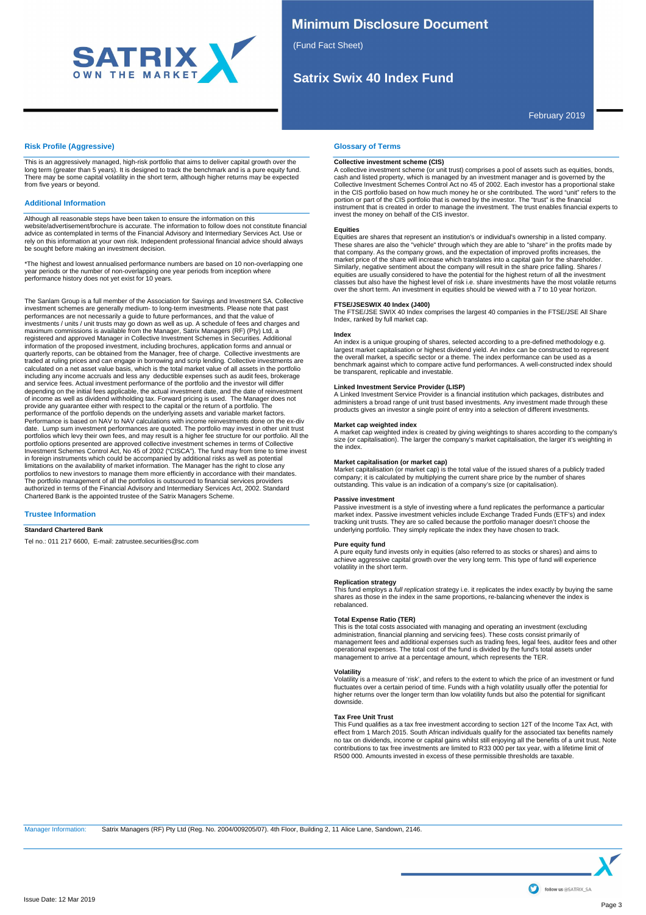# Minimum Disclosure Document

(Fund Fact Sheet)

## Satrix Swix 40 Index Fund

February 2019

### Risk Profile (Aggressive)

This is an aggressively managed, high-risk portfolio that aims to deliver capital growth over the long term (greater than 5 years). It is designed to track the benchmark and is a pure equity fund. There may be some capital volatility in the short term, although higher returns may be expected from five years or beyond.

### Additional Information

Although all reasonable steps have been taken to ensure the information on this website/advertisement/brochure is accurate. The information to follow does not constitute financial advice as contemplated in terms of the Financial Advisory and Intermediary Services Act. Use or rely on this information at your own risk. Independent professional financial advice should always be sought before making an investment decision.

*The highest and lowest annualised performance numbers are based on 10 non-overlapping one year periods or the number of non-overlapping one year periods from inception where performance history does not yet exist for 10 years.

The Sanlam Group is a full member of the Association for Savings and Investment SA. Collective investment schemes are generally medium- to long-term investments. Please note that past performances are not necessarily a guide to future performances, and that the value of investments / units / unit trusts may go down as well as up. A schedule of fees and charges and maximum commissions is available from the Manager, Satrix Managers (RF) (Pty) Ltd, a registered and approved Manager in Collective Investment Schemes in Securities. Additional information of the proposed investment, including brochures, application forms and annual or quarterly reports, can be obtained from the Manager, free of charge. Collective investments are traded at ruling prices and can engage in borrowing and scrip lending. Collective investments are calculated on a net asset value basis, which is the total market value of all assets in the portfolio including any income accruals and less any deductible expenses such as audit fees, brokerage and service fees. Actual investment performance of the portfolio and the investor will differ depending on the initial fees applicable, the actual investment date, and the date of reinvestment of income as well as dividend withholding tax. Forward pricing is used. The Manager does not provide any guarantee either with respect to the capital or the return of a portfolio. The performance of the portfolio depends on the underlying assets and variable market factors. Performance is based on NAV to NAV calculations with income reinvestments done on the ex-div date. Lump sum investment performances are quoted. The portfolio may invest in other unit trust portfolios which levy their own fees, and may result is a higher fee structure for our portfolio. All the portfolio options presented are approved collective investment schemes in terms of Collective Investment Schemes Control Act, No 45 of 2002 ("CISCA"). The fund may from time to time invest in foreign instruments which could be accompanied by additional risks as well as potential limitations on the availability of market information. The Manager has the right to close any portfolios to new investors to manage them more efficiently in accordance with their mandates. The portfolio management of all the portfolios is outsourced to financial services providers authorized in terms of the Financial Advisory and Intermediary Services Act, 2002. Standard Chartered Bank is the appointed trustee of the Satrix Managers Scheme.

### Trustee Information

**Standard Chartered Bank**

Tel no.: 011 217 6600, E-mail: zatrustee.securities@sc.com

### Glossary of Terms

**Collective investment scheme (CIS)**
A collective investment scheme (or unit trust) comprises a pool of assets such as equities, bonds, cash and listed property, which is managed by an investment manager and is governed by the Collective Investment Schemes Control Act no 45 of 2002. Each investor has a proportional stake in the CIS portfolio based on how much money he or she contributed. The word "unit" refers to the portion or part of the CIS portfolio that is owned by the investor. The "trust" is the financial instrument that is created in order to manage the investment. The trust enables financial experts to invest the money on behalf of the CIS investor.

**Equities**
Equities are shares that represent an institution's or individual's ownership in a listed company. These shares are also the "vehicle" through which they are able to "share" in the profits made by that company. As the company grows, and the expectation of improved profits increases, the market price of the share will increase which translates into a capital gain for the shareholder. Similarly, negative sentiment about the company will result in the share price falling. Shares / equities are usually considered to have the potential for the highest return of all the investment classes but also have the highest level of risk i.e. share investments have the most volatile returns over the short term. An investment in equities should be viewed with a 7 to 10 year horizon.

**FTSE/JSESWIX 40 Index (J400)**
The FTSE/JSE SWIX 40 Index comprises the largest 40 companies in the FTSE/JSE All Share Index, ranked by full market cap.

**Index**
An index is a unique grouping of shares, selected according to a pre-defined methodology e.g. largest market capitalisation or highest dividend yield. An index can be constructed to represent the overall market, a specific sector or a theme. The index performance can be used as a benchmark against which to compare active fund performances. A well-constructed index should be transparent, replicable and investable.

**Linked Investment Service Provider (LISP)**
A Linked Investment Service Provider is a financial institution which packages, distributes and administers a broad range of unit trust based investments. Any investment made through these products gives an investor a single point of entry into a selection of different investments.

**Market cap weighted index**
A market cap weighted index is created by giving weightings to shares according to the company's size (or capitalisation). The larger the company's market capitalisation, the larger it's weighting in the index.

**Market capitalisation (or market cap)**
Market capitalisation (or market cap) is the total value of the issued shares of a publicly traded company; it is calculated by multiplying the current share price by the number of shares outstanding. This value is an indication of a company's size (or capitalisation).

**Passive investment**
Passive investment is a style of investing where a fund replicates the performance a particular market index. Passive investment vehicles include Exchange Traded Funds (ETF's) and index tracking unit trusts. They are so called because the portfolio manager doesn't choose the underlying portfolio. They simply replicate the index they have chosen to track.

**Pure equity fund**
A pure equity fund invests only in equities (also referred to as stocks or shares) and aims to achieve aggressive capital growth over the very long term. This type of fund will experience volatility in the short term.

**Replication strategy**
This fund employs a *full replication* strategy i.e. it replicates the index exactly by buying the same shares as those in the index in the same proportions, re-balancing whenever the index is rebalanced.

**Total Expense Ratio (TER)**
This is the total costs associated with managing and operating an investment (excluding administration, financial planning and servicing fees). These costs consist primarily of management fees and additional expenses such as trading fees, legal fees, auditor fees and other operational expenses. The total cost of the fund is divided by the fund's total assets under management to arrive at a percentage amount, which represents the TER.

**Volatility**
Volatility is a measure of 'risk', and refers to the extent to which the price of an investment or fund fluctuates over a certain period of time. Funds with a high volatility usually offer the potential for higher returns over the longer term than low volatility funds but also the potential for significant downside.

**Tax Free Unit Trust**
This Fund qualifies as a tax free investment according to section 12T of the Income Tax Act, with effect from 1 March 2015. South African individuals qualify for the associated tax benefits namely no tax on dividends, income or capital gains whilst still enjoying all the benefits of a unit trust. Note contributions to tax free investments are limited to R33 000 per tax year, with a lifetime limit of R500 000. Amounts invested in excess of these permissible thresholds are taxable.

Manager Information: Satrix Managers (RF) Pty Ltd (Reg. No. 2004/009205/07). 4th Floor, Building 2, 11 Alice Lane, Sandown, 2146.

Issue Date: 12 Mar 2019